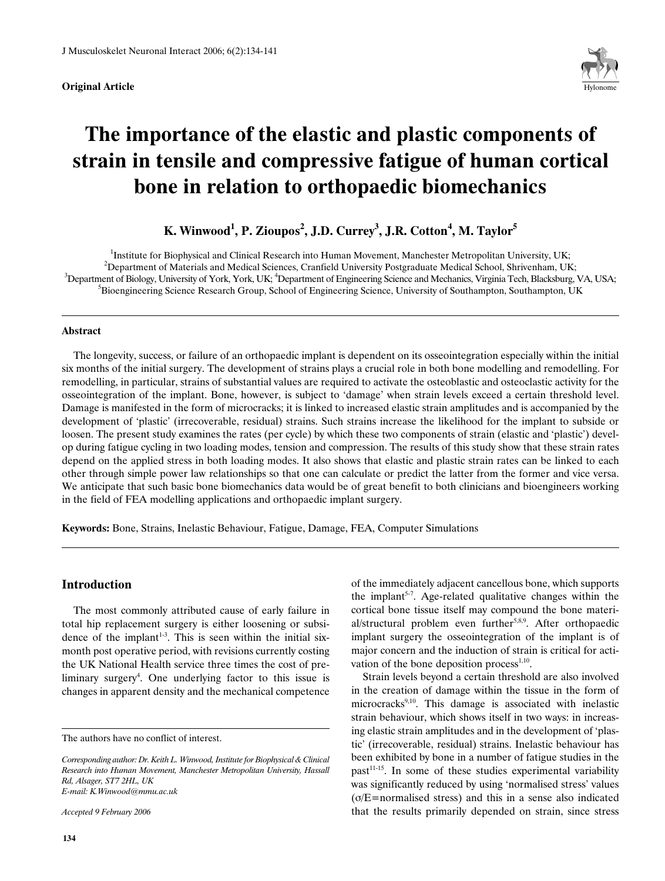**Original Article**

# The importance of the elastic and plastic components of strain in tensile and compressive fatigue of human cortical bone in relation to orthopaedic biomechanics

**K. Winwood[1], P. Zioupos[2], J.D. Currey[3], J.R. Cotton[4], M. Taylor[5]**

[1]Institute for Biophysical and Clinical Research into Human Movement, Manchester Metropolitan University, UK;
[2]Department of Materials and Medical Sciences, Cranfield University Postgraduate Medical School, Shrivenham, UK;
[3]Department of Biology, University of York, York, UK; [4]Department of Engineering Science and Mechanics, Virginia Tech, Blacksburg, VA, USA;
[5]Bioengineering Science Research Group, School of Engineering Science, University of Southampton, Southampton, UK

### Abstract

The longevity, success, or failure of an orthopaedic implant is dependent on its osseointegration especially within the initial six months of the initial surgery. The development of strains plays a crucial role in both bone modelling and remodelling. For remodelling, in particular, strains of substantial values are required to activate the osteoblastic and osteoclastic activity for the osseointegration of the implant. Bone, however, is subject to 'damage' when strain levels exceed a certain threshold level. Damage is manifested in the form of microcracks; it is linked to increased elastic strain amplitudes and is accompanied by the development of 'plastic' (irrecoverable, residual) strains. Such strains increase the likelihood for the implant to subside or loosen. The present study examines the rates (per cycle) by which these two components of strain (elastic and 'plastic') develop during fatigue cycling in two loading modes, tension and compression. The results of this study show that these strain rates depend on the applied stress in both loading modes. It also shows that elastic and plastic strain rates can be linked to each other through simple power law relationships so that one can calculate or predict the latter from the former and vice versa. We anticipate that such basic bone biomechanics data would be of great benefit to both clinicians and bioengineers working in the field of FEA modelling applications and orthopaedic implant surgery.

**Keywords:** Bone, Strains, Inelastic Behaviour, Fatigue, Damage, FEA, Computer Simulations

## Introduction

The most commonly attributed cause of early failure in total hip replacement surgery is either loosening or subsidence of the implant[1-3]. This is seen within the initial six-month post operative period, with revisions currently costing the UK National Health service three times the cost of preliminary surgery[4]. One underlying factor to this issue is changes in apparent density and the mechanical competence of the immediately adjacent cancellous bone, which supports the implant[5-7]. Age-related qualitative changes within the cortical bone tissue itself may compound the bone material/structural problem even further[5,8,9]. After orthopaedic implant surgery the osseointegration of the implant is of major concern and the induction of strain is critical for activation of the bone deposition process[1,10].

Strain levels beyond a certain threshold are also involved in the creation of damage within the tissue in the form of microcracks[9,10]. This damage is associated with inelastic strain behaviour, which shows itself in two ways: in increasing elastic strain amplitudes and in the development of 'plastic' (irrecoverable, residual) strains. Inelastic behaviour has been exhibited by bone in a number of fatigue studies in the past[11-15]. In some of these studies experimental variability was significantly reduced by using 'normalised stress' values ($\sigma/E$=normalised stress) and this in a sense also indicated that the results primarily depended on strain, since stress

The authors have no conflict of interest.

*Corresponding author: Dr. Keith L. Winwood, Institute for Biophysical & Clinical Research into Human Movement, Manchester Metropolitan University, Hassall Rd, Alsager, ST7 2HL, UK*
*E-mail: K.Winwood@mmu.ac.uk*

*Accepted 9 February 2006*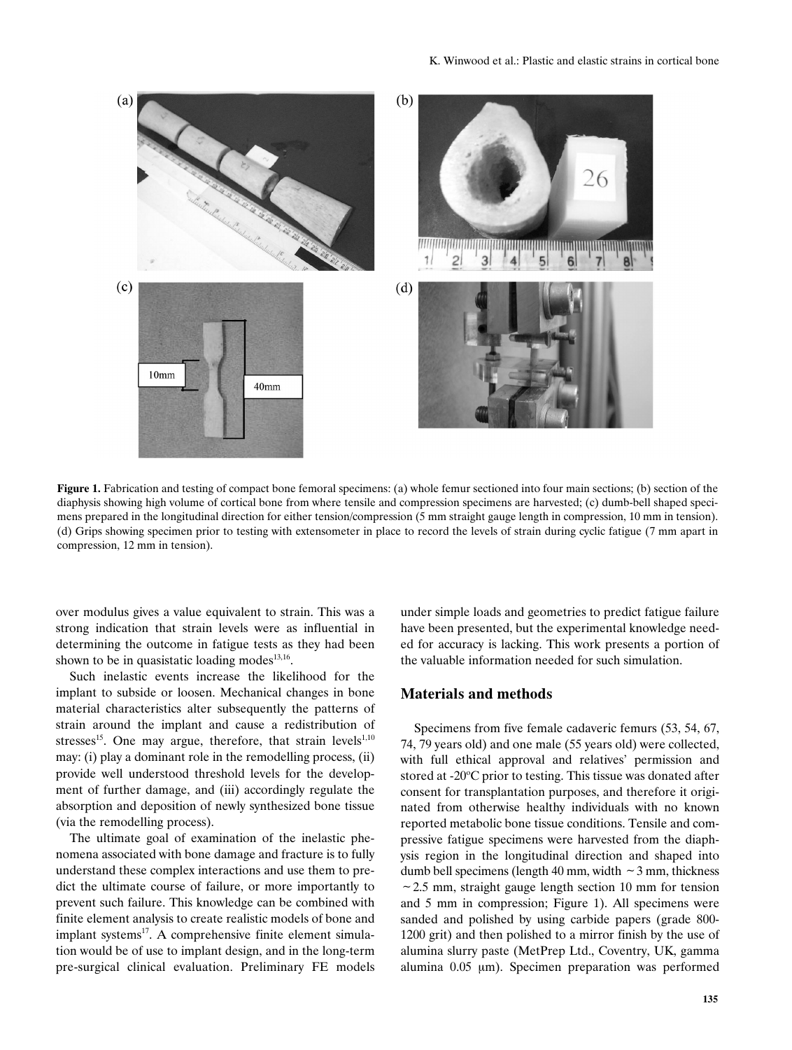**Figure 1.** Fabrication and testing of compact bone femoral specimens: (a) whole femur sectioned into four main sections; (b) section of the diaphysis showing high volume of cortical bone from where tensile and compression specimens are harvested; (c) dumb-bell shaped specimens prepared in the longitudinal direction for either tension/compression (5 mm straight gauge length in compression, 10 mm in tension). (d) Grips showing specimen prior to testing with extensometer in place to record the levels of strain during cyclic fatigue (7 mm apart in compression, 12 mm in tension).

over modulus gives a value equivalent to strain. This was a strong indication that strain levels were as influential in determining the outcome in fatigue tests as they had been shown to be in quasistatic loading modes[13,16].

Such inelastic events increase the likelihood for the implant to subside or loosen. Mechanical changes in bone material characteristics alter subsequently the patterns of strain around the implant and cause a redistribution of stresses[15]. One may argue, therefore, that strain levels[1,10] may: (i) play a dominant role in the remodelling process, (ii) provide well understood threshold levels for the development of further damage, and (iii) accordingly regulate the absorption and deposition of newly synthesized bone tissue (via the remodelling process).

The ultimate goal of examination of the inelastic phenomena associated with bone damage and fracture is to fully understand these complex interactions and use them to predict the ultimate course of failure, or more importantly to prevent such failure. This knowledge can be combined with finite element analysis to create realistic models of bone and implant systems[17]. A comprehensive finite element simulation would be of use to implant design, and in the long-term pre-surgical clinical evaluation. Preliminary FE models under simple loads and geometries to predict fatigue failure have been presented, but the experimental knowledge needed for accuracy is lacking. This work presents a portion of the valuable information needed for such simulation.

## Materials and methods

Specimens from five female cadaveric femurs (53, 54, 67, 74, 79 years old) and one male (55 years old) were collected, with full ethical approval and relatives' permission and stored at -20°C prior to testing. This tissue was donated after consent for transplantation purposes, and therefore it originated from otherwise healthy individuals with no known reported metabolic bone tissue conditions. Tensile and compressive fatigue specimens were harvested from the diaphysis region in the longitudinal direction and shaped into dumb bell specimens (length 40 mm, width ~3 mm, thickness ~2.5 mm, straight gauge length section 10 mm for tension and 5 mm in compression; Figure 1). All specimens were sanded and polished by using carbide papers (grade 800-1200 grit) and then polished to a mirror finish by the use of alumina slurry paste (MetPrep Ltd., Coventry, UK, gamma alumina 0.05 μm). Specimen preparation was performed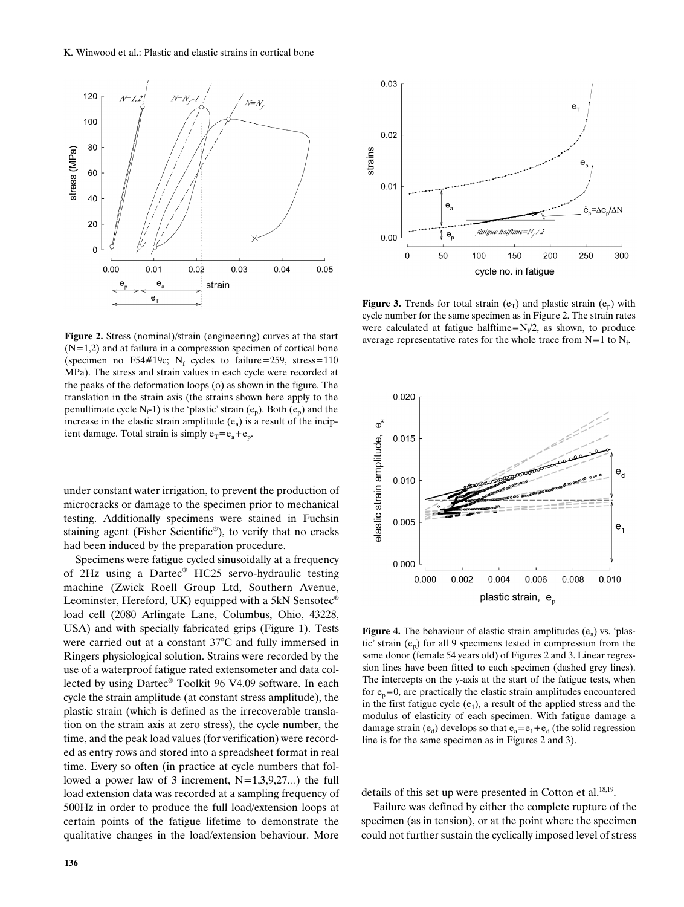**Figure 2.** Stress (nominal)/strain (engineering) curves at the start (N=1,2) and at failure in a compression specimen of cortical bone (specimen no F54#19c; $N_f$ cycles to failure=259, stress=110 MPa). The stress and strain values in each cycle were recorded at the peaks of the deformation loops (o) as shown in the figure. The translation in the strain axis (the strains shown here apply to the penultimate cycle $N_f$-1) is the 'plastic' strain ($e_p$). Both ($e_p$) and the increase in the elastic strain amplitude ($e_a$) is a result of the incipient damage. Total strain is simply $e_T=e_a+e_p$.

**Figure 3.** Trends for total strain ($e_T$) and plastic strain ($e_p$) with cycle number for the same specimen as in Figure 2. The strain rates were calculated at fatigue halftime=$N_f$/2, as shown, to produce average representative rates for the whole trace from N=1 to $N_f$.

**Figure 4.** The behaviour of elastic strain amplitudes ($e_a$) vs. 'plastic' strain ($e_p$) for all 9 specimens tested in compression from the same donor (female 54 years old) of Figures 2 and 3. Linear regression lines have been fitted to each specimen (dashed grey lines). The intercepts on the y-axis at the start of the fatigue tests, when for $e_p$=0, are practically the elastic strain amplitudes encountered in the first fatigue cycle ($e_1$), a result of the applied stress and the modulus of elasticity of each specimen. With fatigue damage a damage strain ($e_d$) develops so that $e_a=e_1+e_d$ (the solid regression line is for the same specimen as in Figures 2 and 3).

under constant water irrigation, to prevent the production of microcracks or damage to the specimen prior to mechanical testing. Additionally specimens were stained in Fuchsin staining agent (Fisher Scientific®), to verify that no cracks had been induced by the preparation procedure.

Specimens were fatigue cycled sinusoidally at a frequency of 2Hz using a Dartec® HC25 servo-hydraulic testing machine (Zwick Roell Group Ltd, Southern Avenue, Leominster, Hereford, UK) equipped with a 5kN Sensotec® load cell (2080 Arlingate Lane, Columbus, Ohio, 43228, USA) and with specially fabricated grips (Figure 1). Tests were carried out at a constant 37°C and fully immersed in Ringers physiological solution. Strains were recorded by the use of a waterproof fatigue rated extensometer and data collected by using Dartec® Toolkit 96 V4.09 software. In each cycle the strain amplitude (at constant stress amplitude), the plastic strain (which is defined as the irrecoverable translation on the strain axis at zero stress), the cycle number, the time, and the peak load values (for verification) were recorded as entry rows and stored into a spreadsheet format in real time. Every so often (in practice at cycle numbers that followed a power law of 3 increment, N=1,3,9,27...) the full load extension data was recorded at a sampling frequency of 500Hz in order to produce the full load/extension loops at certain points of the fatigue lifetime to demonstrate the qualitative changes in the load/extension behaviour. More details of this set up were presented in Cotton et al.[18,19].

Failure was defined by either the complete rupture of the specimen (as in tension), or at the point where the specimen could not further sustain the cyclically imposed level of stress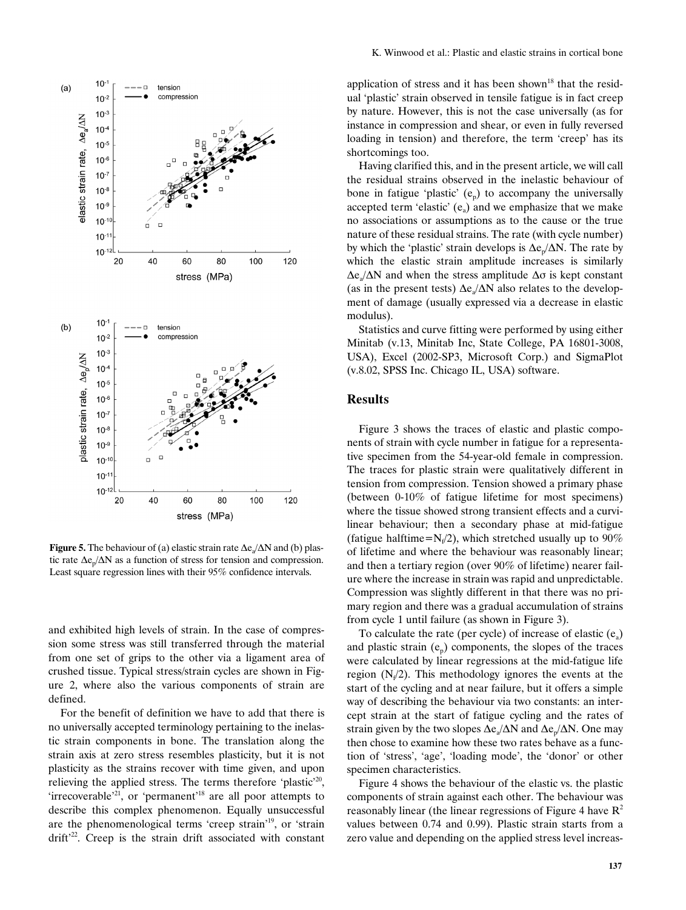**Figure 5.** The behaviour of (a) elastic strain rate $\Delta e_a/\Delta N$ and (b) plastic rate $\Delta e_p/\Delta N$ as a function of stress for tension and compression. Least square regression lines with their 95% confidence intervals.

and exhibited high levels of strain. In the case of compression some stress was still transferred through the material from one set of grips to the other via a ligament area of crushed tissue. Typical stress/strain cycles are shown in Figure 2, where also the various components of strain are defined.

For the benefit of definition we have to add that there is no universally accepted terminology pertaining to the inelastic strain components in bone. The translation along the strain axis at zero stress resembles plasticity, but it is not plasticity as the strains recover with time given, and upon relieving the applied stress. The terms therefore 'plastic'[20], 'irrecoverable'[21], or 'permanent'[18] are all poor attempts to describe this complex phenomenon. Equally unsuccessful are the phenomenological terms 'creep strain'[19], or 'strain drift'[22]. Creep is the strain drift associated with constant application of stress and it has been shown[18] that the residual 'plastic' strain observed in tensile fatigue is in fact creep by nature. However, this is not the case universally (as for instance in compression and shear, or even in fully reversed loading in tension) and therefore, the term 'creep' has its shortcomings too.

Having clarified this, and in the present article, we will call the residual strains observed in the inelastic behaviour of bone in fatigue 'plastic' ($e_p$) to accompany the universally accepted term 'elastic' ($e_a$) and we emphasize that we make no associations or assumptions as to the cause or the true nature of these residual strains. The rate (with cycle number) by which the 'plastic' strain develops is $\Delta e_p/\Delta N$. The rate by which the elastic strain amplitude increases is similarly $\Delta e_a/\Delta N$ and when the stress amplitude $\Delta\sigma$ is kept constant (as in the present tests) $\Delta e_a/\Delta N$ also relates to the development of damage (usually expressed via a decrease in elastic modulus).

Statistics and curve fitting were performed by using either Minitab (v.13, Minitab Inc, State College, PA 16801-3008, USA), Excel (2002-SP3, Microsoft Corp.) and SigmaPlot (v.8.02, SPSS Inc. Chicago IL, USA) software.

## Results

Figure 3 shows the traces of elastic and plastic components of strain with cycle number in fatigue for a representative specimen from the 54-year-old female in compression. The traces for plastic strain were qualitatively different in tension from compression. Tension showed a primary phase (between 0-10% of fatigue lifetime for most specimens) where the tissue showed strong transient effects and a curvilinear behaviour; then a secondary phase at mid-fatigue (fatigue halftime=$N_f/2$), which stretched usually up to 90% of lifetime and where the behaviour was reasonably linear; and then a tertiary region (over 90% of lifetime) nearer failure where the increase in strain was rapid and unpredictable. Compression was slightly different in that there was no primary region and there was a gradual accumulation of strains from cycle 1 until failure (as shown in Figure 3).

To calculate the rate (per cycle) of increase of elastic ($e_a$) and plastic strain ($e_p$) components, the slopes of the traces were calculated by linear regressions at the mid-fatigue life region ($N_f/2$). This methodology ignores the events at the start of the cycling and at near failure, but it offers a simple way of describing the behaviour via two constants: an intercept strain at the start of fatigue cycling and the rates of strain given by the two slopes $\Delta e_a/\Delta N$ and $\Delta e_p/\Delta N$. One may then chose to examine how these two rates behave as a function of 'stress', 'age', 'loading mode', the 'donor' or other specimen characteristics.

Figure 4 shows the behaviour of the elastic vs. the plastic components of strain against each other. The behaviour was reasonably linear (the linear regressions of Figure 4 have $R^2$ values between 0.74 and 0.99). Plastic strain starts from a zero value and depending on the applied stress level increas-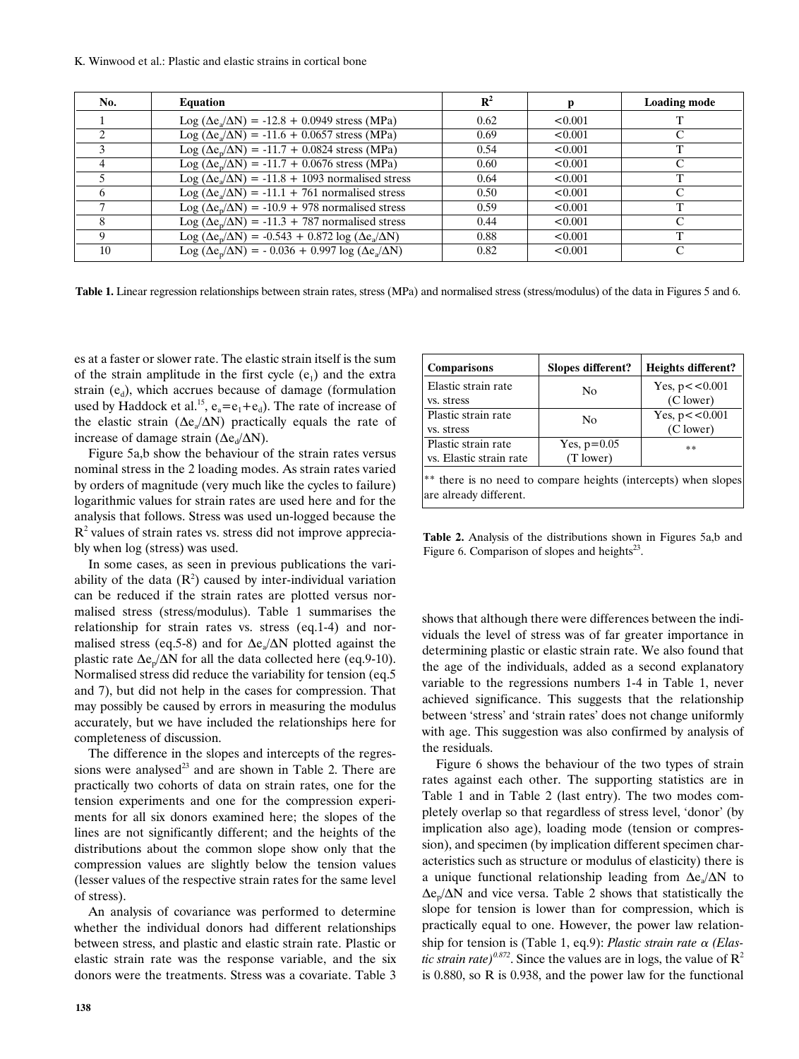| No. | Equation | $R^2$ | p | Loading mode |
|---|---|---|---|---|
| 1 | $\text{Log}(\Delta e_a/\Delta N) = -12.8 + 0.0949$ stress (MPa) | 0.62 | <0.001 | T |
| 2 | $\text{Log}(\Delta e_a/\Delta N) = -11.6 + 0.0657$ stress (MPa) | 0.69 | <0.001 | C |
| 3 | $\text{Log}(\Delta e_p/\Delta N) = -11.7 + 0.0824$ stress (MPa) | 0.54 | <0.001 | T |
| 4 | $\text{Log}(\Delta e_p/\Delta N) = -11.7 + 0.0676$ stress (MPa) | 0.60 | <0.001 | C |
| 5 | $\text{Log}(\Delta e_a/\Delta N) = -11.8 + 1093$ normalised stress | 0.64 | <0.001 | T |
| 6 | $\text{Log}(\Delta e_a/\Delta N) = -11.1 + 761$ normalised stress | 0.50 | <0.001 | C |
| 7 | $\text{Log}(\Delta e_p/\Delta N) = -10.9 + 978$ normalised stress | 0.59 | <0.001 | T |
| 8 | $\text{Log}(\Delta e_p/\Delta N) = -11.3 + 787$ normalised stress | 0.44 | <0.001 | C |
| 9 | $\text{Log}(\Delta e_p/\Delta N) = -0.543 + 0.872 \log(\Delta e_a/\Delta N)$ | 0.88 | <0.001 | T |
| 10 | $\text{Log}(\Delta e_p/\Delta N) = -0.036 + 0.997 \log(\Delta e_a/\Delta N)$ | 0.82 | <0.001 | C |

**Table 1.** Linear regression relationships between strain rates, stress (MPa) and normalised stress (stress/modulus) of the data in Figures 5 and 6.

es at a faster or slower rate. The elastic strain itself is the sum of the strain amplitude in the first cycle ($e_1$) and the extra strain ($e_d$), which accrues because of damage (formulation used by Haddock et al.[15], $e_a = e_1 + e_d$). The rate of increase of the elastic strain ($\Delta e_a/\Delta N$) practically equals the rate of increase of damage strain ($\Delta e_d/\Delta N$).

Figure 5a,b show the behaviour of the strain rates versus nominal stress in the 2 loading modes. As strain rates varied by orders of magnitude (very much like the cycles to failure) logarithmic values for strain rates are used here and for the analysis that follows. Stress was used un-logged because the $R^2$ values of strain rates vs. stress did not improve appreciably when log (stress) was used.

In some cases, as seen in previous publications the variability of the data ($R^2$) caused by inter-individual variation can be reduced if the strain rates are plotted versus normalised stress (stress/modulus). Table 1 summarises the relationship for strain rates vs. stress (eq.1-4) and normalised stress (eq.5-8) and for $\Delta e_a/\Delta N$ plotted against the plastic rate $\Delta e_p/\Delta N$ for all the data collected here (eq.9-10). Normalised stress did reduce the variability for tension (eq.5 and 7), but did not help in the cases for compression. That may possibly be caused by errors in measuring the modulus accurately, but we have included the relationships here for completeness of discussion.

The difference in the slopes and intercepts of the regressions were analysed[23] and are shown in Table 2. There are practically two cohorts of data on strain rates, one for the tension experiments and one for the compression experiments for all six donors examined here; the slopes of the lines are not significantly different; and the heights of the distributions about the common slope show only that the compression values are slightly below the tension values (lesser values of the respective strain rates for the same level of stress).

An analysis of covariance was performed to determine whether the individual donors had different relationships between stress, and plastic and elastic strain rate. Plastic or elastic strain rate was the response variable, and the six donors were the treatments. Stress was a covariate. Table 3

| Comparisons | Slopes different? | Heights different? |
|---|---|---|
| Elastic strain rate vs. stress | No | Yes, $p << 0.001$ (C lower) |
| Plastic strain rate vs. stress | No | Yes, $p << 0.001$ (C lower) |
| Plastic strain rate vs. Elastic strain rate | Yes, $p = 0.05$ (T lower) | ** |

** there is no need to compare heights (intercepts) when slopes are already different.

**Table 2.** Analysis of the distributions shown in Figures 5a,b and Figure 6. Comparison of slopes and heights[23].

shows that although there were differences between the individuals the level of stress was of far greater importance in determining plastic or elastic strain rate. We also found that the age of the individuals, added as a second explanatory variable to the regressions numbers 1-4 in Table 1, never achieved significance. This suggests that the relationship between 'stress' and 'strain rates' does not change uniformly with age. This suggestion was also confirmed by analysis of the residuals.

Figure 6 shows the behaviour of the two types of strain rates against each other. The supporting statistics are in Table 1 and in Table 2 (last entry). The two modes completely overlap so that regardless of stress level, 'donor' (by implication also age), loading mode (tension or compression), and specimen (by implication different specimen characteristics such as structure or modulus of elasticity) there is a unique functional relationship leading from $\Delta e_a/\Delta N$ to $\Delta e_p/\Delta N$ and vice versa. Table 2 shows that statistically the slope for tension is lower than for compression, which is practically equal to one. However, the power law relationship for tension is (Table 1, eq.9): *Plastic strain rate* $\alpha$ *(Elastic strain rate)*$^{0.872}$. Since the values are in logs, the value of $R^2$ is 0.880, so R is 0.938, and the power law for the functional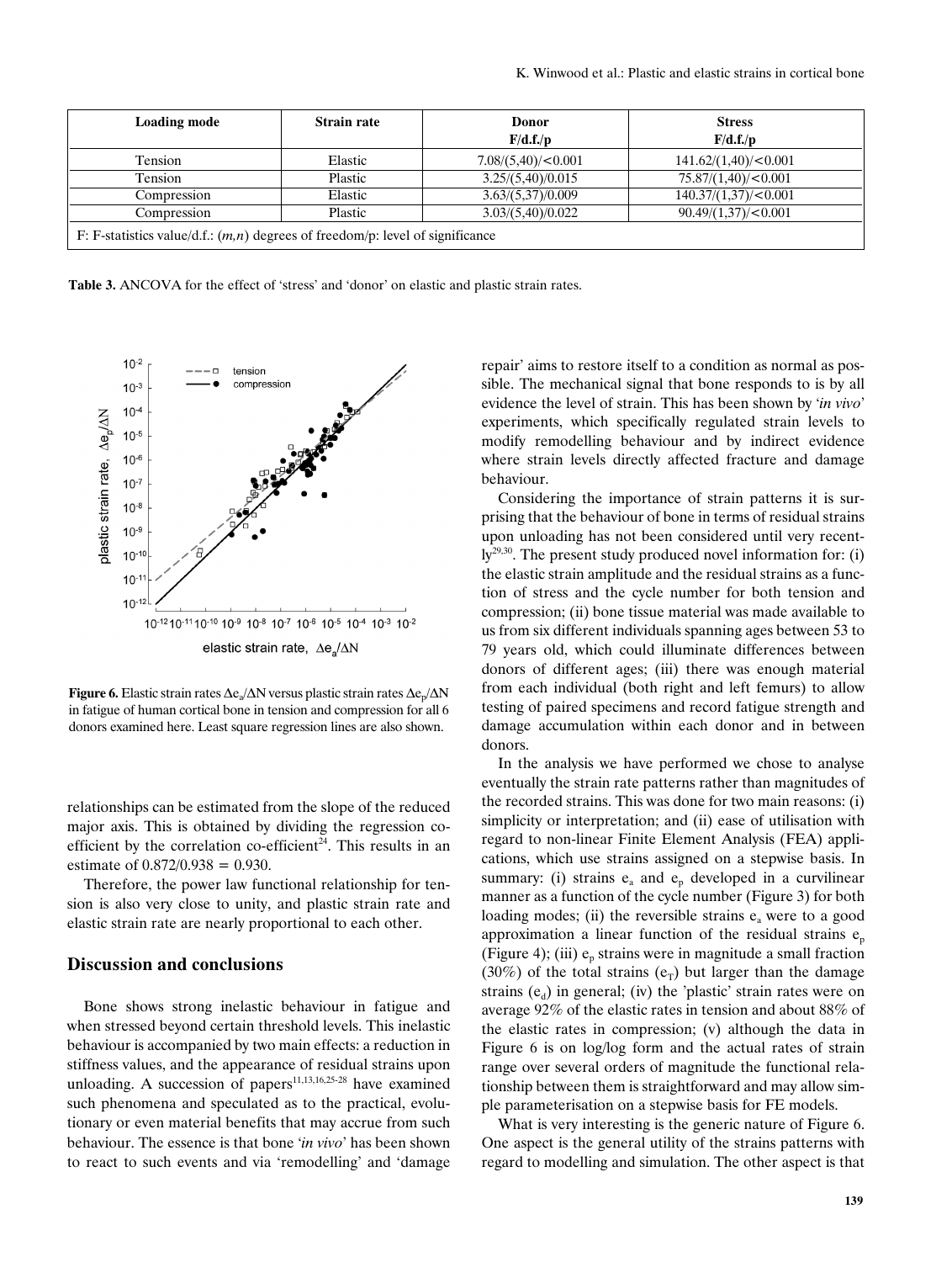| Loading mode | Strain rate | Donor F/d.f./p | Stress F/d.f./p |
|---|---|---|---|
| Tension | Elastic | 7.08/(5,40)/<0.001 | 141.62/(1,40)/<0.001 |
| Tension | Plastic | 3.25/(5,40)/0.015 | 75.87/(1,40)/<0.001 |
| Compression | Elastic | 3.63/(5,37)/0.009 | 140.37/(1,37)/<0.001 |
| Compression | Plastic | 3.03/(5,40)/0.022 | 90.49/(1,37)/<0.001 |

F: F-statistics value/d.f.: (*m,n*) degrees of freedom/p: level of significance

**Table 3.** ANCOVA for the effect of 'stress' and 'donor' on elastic and plastic strain rates.

**Figure 6.** Elastic strain rates $\Delta e_a/\Delta N$ versus plastic strain rates $\Delta e_p/\Delta N$ in fatigue of human cortical bone in tension and compression for all 6 donors examined here. Least square regression lines are also shown.

relationships can be estimated from the slope of the reduced major axis. This is obtained by dividing the regression co-efficient by the correlation co-efficient[24]. This results in an estimate of $0.872/0.938 = 0.930$.

Therefore, the power law functional relationship for tension is also very close to unity, and plastic strain rate and elastic strain rate are nearly proportional to each other.

## Discussion and conclusions

Bone shows strong inelastic behaviour in fatigue and when stressed beyond certain threshold levels. This inelastic behaviour is accompanied by two main effects: a reduction in stiffness values, and the appearance of residual strains upon unloading. A succession of papers[11,13,16,25-28] have examined such phenomena and speculated as to the practical, evolutionary or even material benefits that may accrue from such behaviour. The essence is that bone '*in vivo*' has been shown to react to such events and via 'remodelling' and 'damage repair' aims to restore itself to a condition as normal as possible. The mechanical signal that bone responds to is by all evidence the level of strain. This has been shown by '*in vivo*' experiments, which specifically regulated strain levels to modify remodelling behaviour and by indirect evidence where strain levels directly affected fracture and damage behaviour.

Considering the importance of strain patterns it is surprising that the behaviour of bone in terms of residual strains upon unloading has not been considered until very recently[29,30]. The present study produced novel information for: (i) the elastic strain amplitude and the residual strains as a function of stress and the cycle number for both tension and compression; (ii) bone tissue material was made available to us from six different individuals spanning ages between 53 to 79 years old, which could illuminate differences between donors of different ages; (iii) there was enough material from each individual (both right and left femurs) to allow testing of paired specimens and record fatigue strength and damage accumulation within each donor and in between donors.

In the analysis we have performed we chose to analyse eventually the strain rate patterns rather than magnitudes of the recorded strains. This was done for two main reasons: (i) simplicity or interpretation; and (ii) ease of utilisation with regard to non-linear Finite Element Analysis (FEA) applications, which use strains assigned on a stepwise basis. In summary: (i) strains $e_a$ and $e_p$ developed in a curvilinear manner as a function of the cycle number (Figure 3) for both loading modes; (ii) the reversible strains $e_a$ were to a good approximation a linear function of the residual strains $e_p$ (Figure 4); (iii) $e_p$ strains were in magnitude a small fraction (30%) of the total strains ($e_T$) but larger than the damage strains ($e_d$) in general; (iv) the 'plastic' strain rates were on average 92% of the elastic rates in tension and about 88% of the elastic rates in compression; (v) although the data in Figure 6 is on log/log form and the actual rates of strain range over several orders of magnitude the functional relationship between them is straightforward and may allow simple parameterisation on a stepwise basis for FE models.

What is very interesting is the generic nature of Figure 6. One aspect is the general utility of the strains patterns with regard to modelling and simulation. The other aspect is that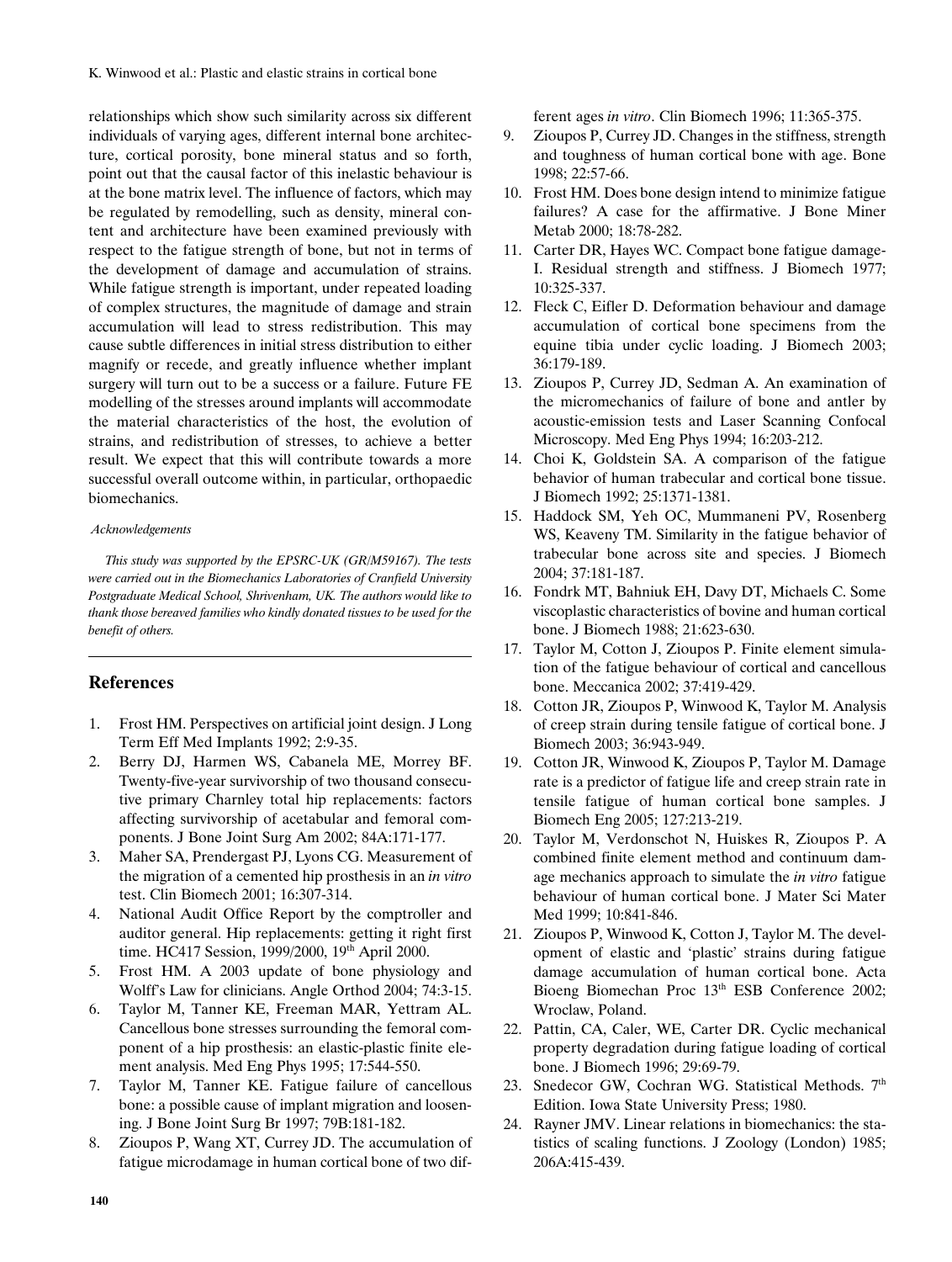relationships which show such similarity across six different individuals of varying ages, different internal bone architecture, cortical porosity, bone mineral status and so forth, point out that the causal factor of this inelastic behaviour is at the bone matrix level. The influence of factors, which may be regulated by remodelling, such as density, mineral content and architecture have been examined previously with respect to the fatigue strength of bone, but not in terms of the development of damage and accumulation of strains. While fatigue strength is important, under repeated loading of complex structures, the magnitude of damage and strain accumulation will lead to stress redistribution. This may cause subtle differences in initial stress distribution to either magnify or recede, and greatly influence whether implant surgery will turn out to be a success or a failure. Future FE modelling of the stresses around implants will accommodate the material characteristics of the host, the evolution of strains, and redistribution of stresses, to achieve a better result. We expect that this will contribute towards a more successful overall outcome within, in particular, orthopaedic biomechanics.

*Acknowledgements*

*This study was supported by the EPSRC-UK (GR/M59167). The tests were carried out in the Biomechanics Laboratories of Cranfield University Postgraduate Medical School, Shrivenham, UK. The authors would like to thank those bereaved families who kindly donated tissues to be used for the benefit of others.*

## References

1. Frost HM. Perspectives on artificial joint design. J Long Term Eff Med Implants 1992; 2:9-35.
2. Berry DJ, Harmen WS, Cabanela ME, Morrey BF. Twenty-five-year survivorship of two thousand consecutive primary Charnley total hip replacements: factors affecting survivorship of acetabular and femoral components. J Bone Joint Surg Am 2002; 84A:171-177.
3. Maher SA, Prendergast PJ, Lyons CG. Measurement of the migration of a cemented hip prosthesis in an *in vitro* test. Clin Biomech 2001; 16:307-314.
4. National Audit Office Report by the comptroller and auditor general. Hip replacements: getting it right first time. HC417 Session, 1999/2000, 19th April 2000.
5. Frost HM. A 2003 update of bone physiology and Wolff's Law for clinicians. Angle Orthod 2004; 74:3-15.
6. Taylor M, Tanner KE, Freeman MAR, Yettram AL. Cancellous bone stresses surrounding the femoral component of a hip prosthesis: an elastic-plastic finite element analysis. Med Eng Phys 1995; 17:544-550.
7. Taylor M, Tanner KE. Fatigue failure of cancellous bone: a possible cause of implant migration and loosening. J Bone Joint Surg Br 1997; 79B:181-182.
8. Zioupos P, Wang XT, Currey JD. The accumulation of fatigue microdamage in human cortical bone of two different ages *in vitro*. Clin Biomech 1996; 11:365-375.
9. Zioupos P, Currey JD. Changes in the stiffness, strength and toughness of human cortical bone with age. Bone 1998; 22:57-66.
10. Frost HM. Does bone design intend to minimize fatigue failures? A case for the affirmative. J Bone Miner Metab 2000; 18:78-282.
11. Carter DR, Hayes WC. Compact bone fatigue damage-I. Residual strength and stiffness. J Biomech 1977; 10:325-337.
12. Fleck C, Eifler D. Deformation behaviour and damage accumulation of cortical bone specimens from the equine tibia under cyclic loading. J Biomech 2003; 36:179-189.
13. Zioupos P, Currey JD, Sedman A. An examination of the micromechanics of failure of bone and antler by acoustic-emission tests and Laser Scanning Confocal Microscopy. Med Eng Phys 1994; 16:203-212.
14. Choi K, Goldstein SA. A comparison of the fatigue behavior of human trabecular and cortical bone tissue. J Biomech 1992; 25:1371-1381.
15. Haddock SM, Yeh OC, Mummaneni PV, Rosenberg WS, Keaveny TM. Similarity in the fatigue behavior of trabecular bone across site and species. J Biomech 2004; 37:181-187.
16. Fondrk MT, Bahniuk EH, Davy DT, Michaels C. Some viscoplastic characteristics of bovine and human cortical bone. J Biomech 1988; 21:623-630.
17. Taylor M, Cotton J, Zioupos P. Finite element simulation of the fatigue behaviour of cortical and cancellous bone. Meccanica 2002; 37:419-429.
18. Cotton JR, Zioupos P, Winwood K, Taylor M. Analysis of creep strain during tensile fatigue of cortical bone. J Biomech 2003; 36:943-949.
19. Cotton JR, Winwood K, Zioupos P, Taylor M. Damage rate is a predictor of fatigue life and creep strain rate in tensile fatigue of human cortical bone samples. J Biomech Eng 2005; 127:213-219.
20. Taylor M, Verdonschot N, Huiskes R, Zioupos P. A combined finite element method and continuum damage mechanics approach to simulate the *in vitro* fatigue behaviour of human cortical bone. J Mater Sci Mater Med 1999; 10:841-846.
21. Zioupos P, Winwood K, Cotton J, Taylor M. The development of elastic and 'plastic' strains during fatigue damage accumulation of human cortical bone. Acta Bioeng Biomechan Proc 13th ESB Conference 2002; Wroclaw, Poland.
22. Pattin, CA, Caler, WE, Carter DR. Cyclic mechanical property degradation during fatigue loading of cortical bone. J Biomech 1996; 29:69-79.
23. Snedecor GW, Cochran WG. Statistical Methods. 7th Edition. Iowa State University Press; 1980.
24. Rayner JMV. Linear relations in biomechanics: the statistics of scaling functions. J Zoology (London) 1985; 206A:415-439.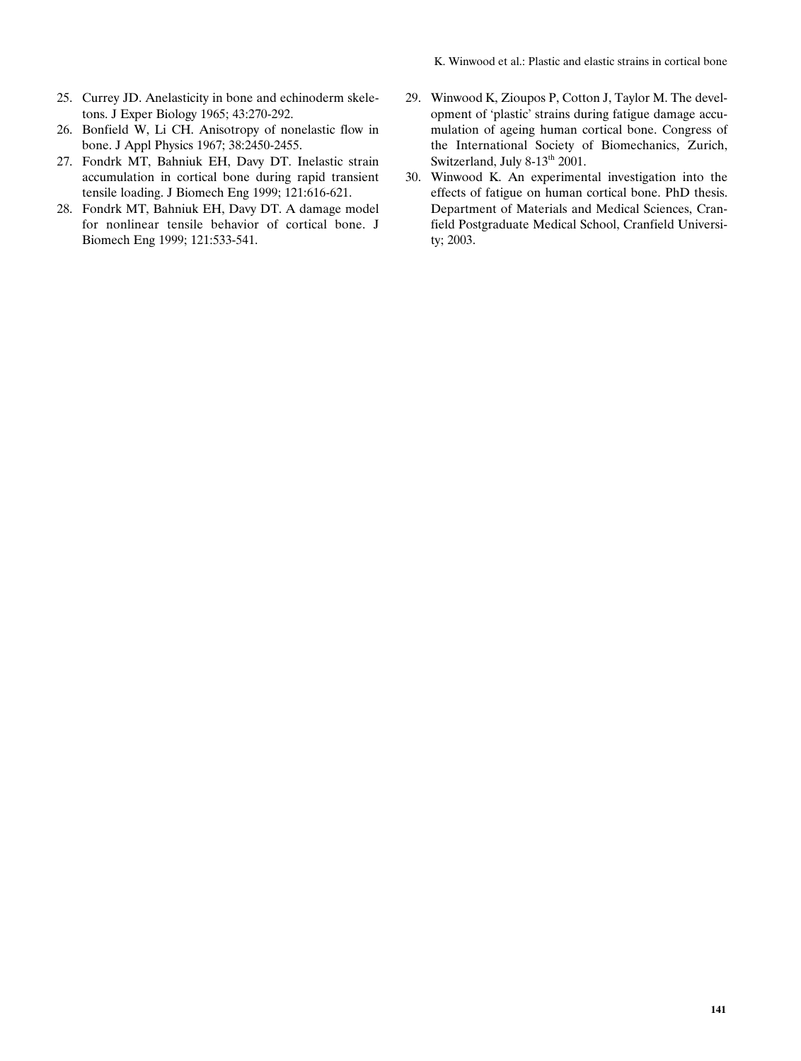25. Currey JD. Anelasticity in bone and echinoderm skeletons. J Exper Biology 1965; 43:270-292.
26. Bonfield W, Li CH. Anisotropy of nonelastic flow in bone. J Appl Physics 1967; 38:2450-2455.
27. Fondrk MT, Bahniuk EH, Davy DT. Inelastic strain accumulation in cortical bone during rapid transient tensile loading. J Biomech Eng 1999; 121:616-621.
28. Fondrk MT, Bahniuk EH, Davy DT. A damage model for nonlinear tensile behavior of cortical bone. J Biomech Eng 1999; 121:533-541.
29. Winwood K, Zioupos P, Cotton J, Taylor M. The development of 'plastic' strains during fatigue damage accumulation of ageing human cortical bone. Congress of the International Society of Biomechanics, Zurich, Switzerland, July 8-13th 2001.
30. Winwood K. An experimental investigation into the effects of fatigue on human cortical bone. PhD thesis. Department of Materials and Medical Sciences, Cranfield Postgraduate Medical School, Cranfield University; 2003.